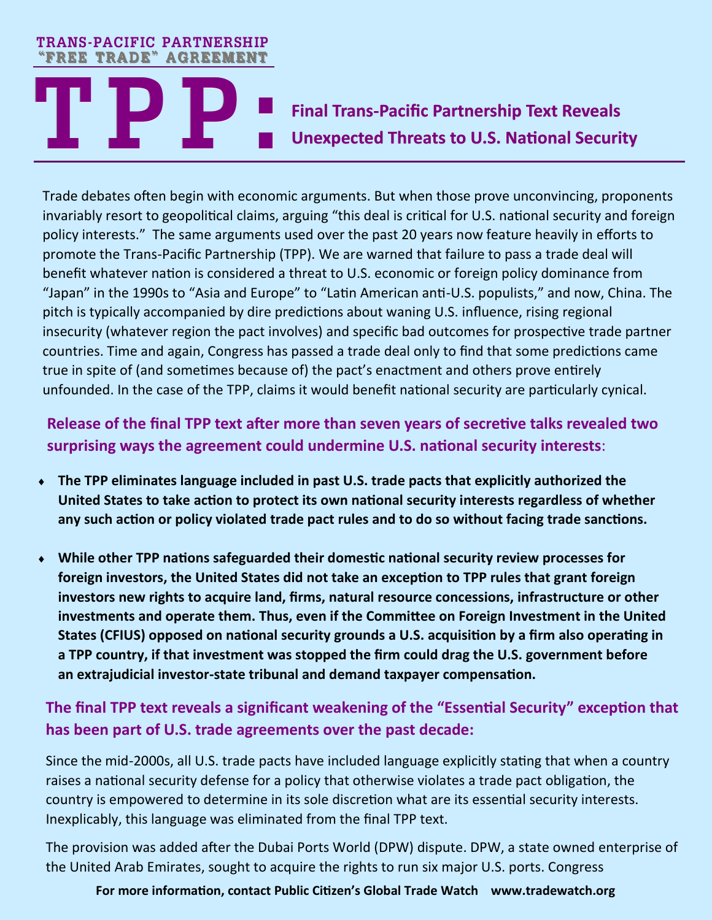TRANS-PACIFIC PARTNERSHIP
"FREE TRADE" AGREEMENT

# TPP: Final Trans-Pacific Partnership Text Reveals Unexpected Threats to U.S. National Security

Trade debates often begin with economic arguments. But when those prove unconvincing, proponents invariably resort to geopolitical claims, arguing "this deal is critical for U.S. national security and foreign policy interests." The same arguments used over the past 20 years now feature heavily in efforts to promote the Trans-Pacific Partnership (TPP). We are warned that failure to pass a trade deal will benefit whatever nation is considered a threat to U.S. economic or foreign policy dominance from "Japan" in the 1990s to "Asia and Europe" to "Latin American anti-U.S. populists," and now, China. The pitch is typically accompanied by dire predictions about waning U.S. influence, rising regional insecurity (whatever region the pact involves) and specific bad outcomes for prospective trade partner countries. Time and again, Congress has passed a trade deal only to find that some predictions came true in spite of (and sometimes because of) the pact's enactment and others prove entirely unfounded. In the case of the TPP, claims it would benefit national security are particularly cynical.

## Release of the final TPP text after more than seven years of secretive talks revealed two surprising ways the agreement could undermine U.S. national security interests:

- **The TPP eliminates language included in past U.S. trade pacts that explicitly authorized the United States to take action to protect its own national security interests regardless of whether any such action or policy violated trade pact rules and to do so without facing trade sanctions.**
- **While other TPP nations safeguarded their domestic national security review processes for foreign investors, the United States did not take an exception to TPP rules that grant foreign investors new rights to acquire land, firms, natural resource concessions, infrastructure or other investments and operate them. Thus, even if the Committee on Foreign Investment in the United States (CFIUS) opposed on national security grounds a U.S. acquisition by a firm also operating in a TPP country, if that investment was stopped the firm could drag the U.S. government before an extrajudicial investor-state tribunal and demand taxpayer compensation.**

## The final TPP text reveals a significant weakening of the "Essential Security" exception that has been part of U.S. trade agreements over the past decade:

Since the mid-2000s, all U.S. trade pacts have included language explicitly stating that when a country raises a national security defense for a policy that otherwise violates a trade pact obligation, the country is empowered to determine in its sole discretion what are its essential security interests. Inexplicably, this language was eliminated from the final TPP text.

The provision was added after the Dubai Ports World (DPW) dispute. DPW, a state owned enterprise of the United Arab Emirates, sought to acquire the rights to run six major U.S. ports. Congress

**For more information, contact Public Citizen's Global Trade Watch www.tradewatch.org**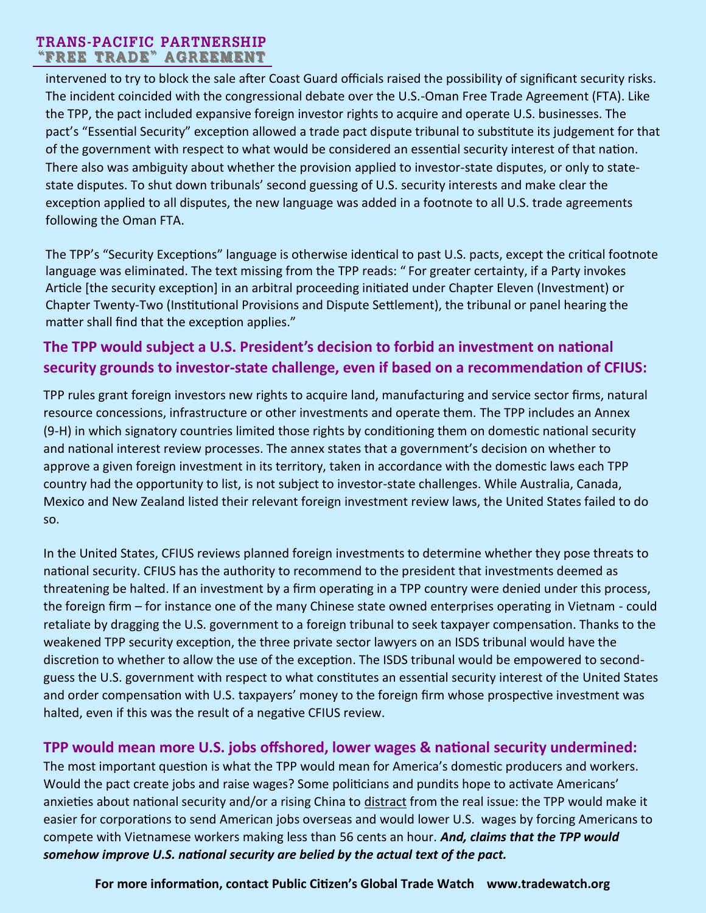intervened to try to block the sale after Coast Guard officials raised the possibility of significant security risks. The incident coincided with the congressional debate over the U.S.-Oman Free Trade Agreement (FTA). Like the TPP, the pact included expansive foreign investor rights to acquire and operate U.S. businesses. The pact's "Essential Security" exception allowed a trade pact dispute tribunal to substitute its judgement for that of the government with respect to what would be considered an essential security interest of that nation. There also was ambiguity about whether the provision applied to investor-state disputes, or only to state-state disputes. To shut down tribunals' second guessing of U.S. security interests and make clear the exception applied to all disputes, the new language was added in a footnote to all U.S. trade agreements following the Oman FTA.

The TPP's "Security Exceptions" language is otherwise identical to past U.S. pacts, except the critical footnote language was eliminated. The text missing from the TPP reads: " For greater certainty, if a Party invokes Article [the security exception] in an arbitral proceeding initiated under Chapter Eleven (Investment) or Chapter Twenty-Two (Institutional Provisions and Dispute Settlement), the tribunal or panel hearing the matter shall find that the exception applies."

## The TPP would subject a U.S. President's decision to forbid an investment on national security grounds to investor-state challenge, even if based on a recommendation of CFIUS:

TPP rules grant foreign investors new rights to acquire land, manufacturing and service sector firms, natural resource concessions, infrastructure or other investments and operate them. The TPP includes an Annex (9-H) in which signatory countries limited those rights by conditioning them on domestic national security and national interest review processes. The annex states that a government's decision on whether to approve a given foreign investment in its territory, taken in accordance with the domestic laws each TPP country had the opportunity to list, is not subject to investor-state challenges. While Australia, Canada, Mexico and New Zealand listed their relevant foreign investment review laws, the United States failed to do so.

In the United States, CFIUS reviews planned foreign investments to determine whether they pose threats to national security. CFIUS has the authority to recommend to the president that investments deemed as threatening be halted. If an investment by a firm operating in a TPP country were denied under this process, the foreign firm – for instance one of the many Chinese state owned enterprises operating in Vietnam - could retaliate by dragging the U.S. government to a foreign tribunal to seek taxpayer compensation. Thanks to the weakened TPP security exception, the three private sector lawyers on an ISDS tribunal would have the discretion to whether to allow the use of the exception. The ISDS tribunal would be empowered to second-guess the U.S. government with respect to what constitutes an essential security interest of the United States and order compensation with U.S. taxpayers' money to the foreign firm whose prospective investment was halted, even if this was the result of a negative CFIUS review.

## TPP would mean more U.S. jobs offshored, lower wages & national security undermined:

The most important question is what the TPP would mean for America's domestic producers and workers. Would the pact create jobs and raise wages? Some politicians and pundits hope to activate Americans' anxieties about national security and/or a rising China to distract from the real issue: the TPP would make it easier for corporations to send American jobs overseas and would lower U.S. wages by forcing Americans to compete with Vietnamese workers making less than 56 cents an hour. ***And, claims that the TPP would somehow improve U.S. national security are belied by the actual text of the pact.***

**For more information, contact Public Citizen's Global Trade Watch www.tradewatch.org**